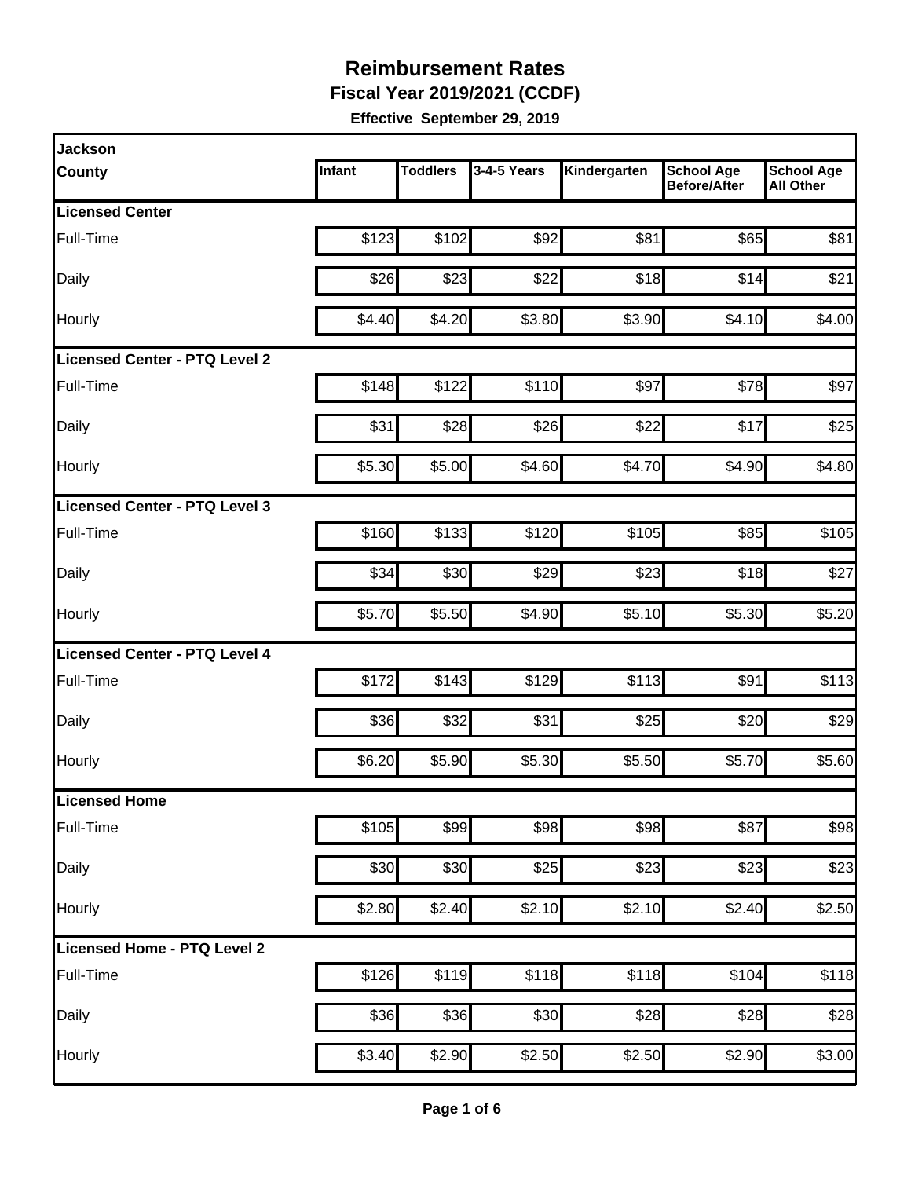# Reimbursement Rates

## Fiscal Year 2019/2021 (CCDF)

**Effective September 29, 2019**

| Jackson County | Infant | Toddlers | 3-4-5 Years | Kindergarten | School Age Before/After | School Age All Other |
|---|---|---|---|---|---|---|
| **Licensed Center** | | | | | | |
| Full-Time | $123 | $102 | $92 | $81 | $65 | $81 |
| Daily | $26 | $23 | $22 | $18 | $14 | $21 |
| Hourly | $4.40 | $4.20 | $3.80 | $3.90 | $4.10 | $4.00 |
| **Licensed Center - PTQ Level 2** | | | | | | |
| Full-Time | $148 | $122 | $110 | $97 | $78 | $97 |
| Daily | $31 | $28 | $26 | $22 | $17 | $25 |
| Hourly | $5.30 | $5.00 | $4.60 | $4.70 | $4.90 | $4.80 |
| **Licensed Center - PTQ Level 3** | | | | | | |
| Full-Time | $160 | $133 | $120 | $105 | $85 | $105 |
| Daily | $34 | $30 | $29 | $23 | $18 | $27 |
| Hourly | $5.70 | $5.50 | $4.90 | $5.10 | $5.30 | $5.20 |
| **Licensed Center - PTQ Level 4** | | | | | | |
| Full-Time | $172 | $143 | $129 | $113 | $91 | $113 |
| Daily | $36 | $32 | $31 | $25 | $20 | $29 |
| Hourly | $6.20 | $5.90 | $5.30 | $5.50 | $5.70 | $5.60 |
| **Licensed Home** | | | | | | |
| Full-Time | $105 | $99 | $98 | $98 | $87 | $98 |
| Daily | $30 | $30 | $25 | $23 | $23 | $23 |
| Hourly | $2.80 | $2.40 | $2.10 | $2.10 | $2.40 | $2.50 |
| **Licensed Home - PTQ Level 2** | | | | | | |
| Full-Time | $126 | $119 | $118 | $118 | $104 | $118 |
| Daily | $36 | $36 | $30 | $28 | $28 | $28 |
| Hourly | $3.40 | $2.90 | $2.50 | $2.50 | $2.90 | $3.00 |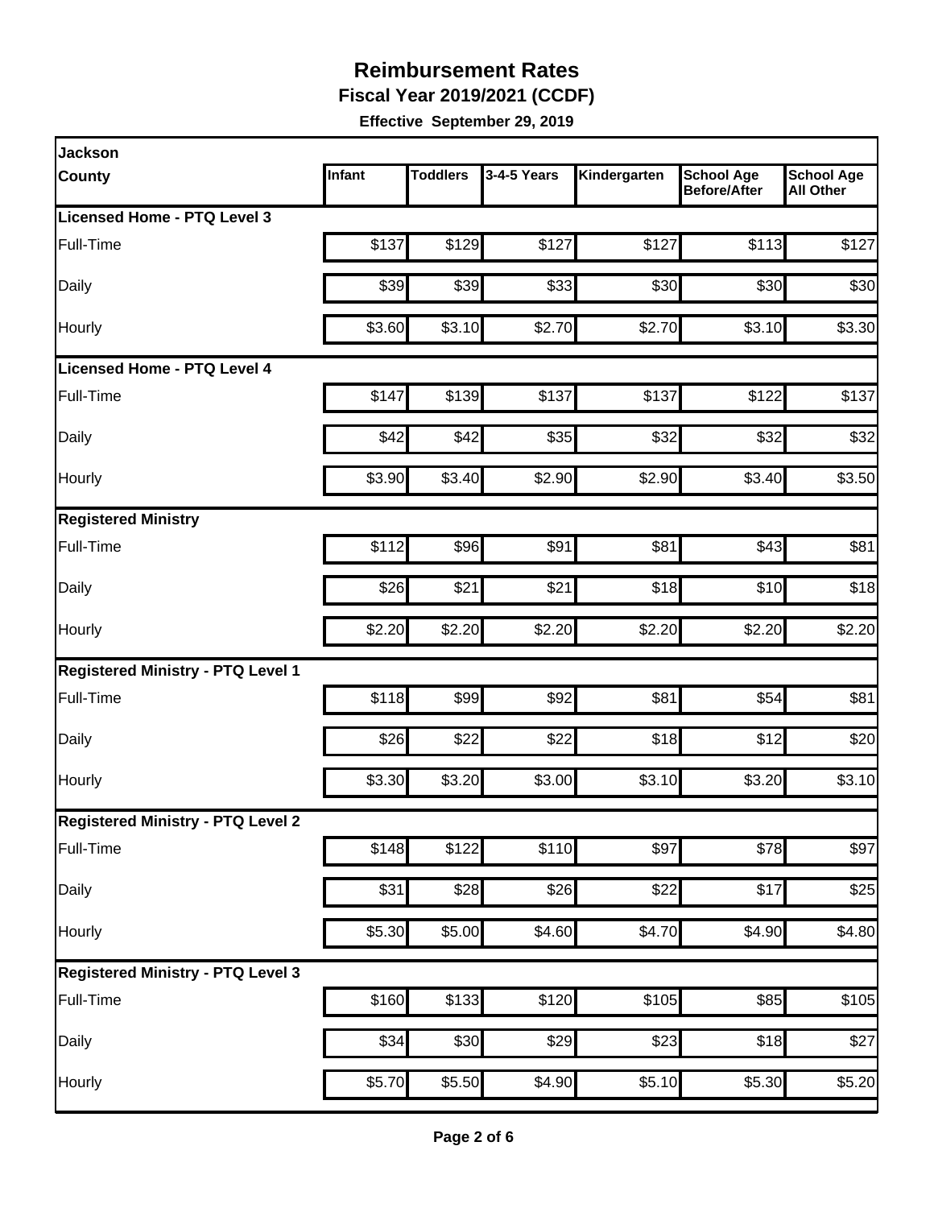# Reimbursement Rates

**Fiscal Year 2019/2021 (CCDF)**

**Effective September 29, 2019**

| Jackson County | Infant | Toddlers | 3-4-5 Years | Kindergarten | School Age Before/After | School Age All Other |
|---|---|---|---|---|---|---|
| **Licensed Home - PTQ Level 3** | | | | | | |
| Full-Time | $137 | $129 | $127 | $127 | $113 | $127 |
| Daily | $39 | $39 | $33 | $30 | $30 | $30 |
| Hourly | $3.60 | $3.10 | $2.70 | $2.70 | $3.10 | $3.30 |
| **Licensed Home - PTQ Level 4** | | | | | | |
| Full-Time | $147 | $139 | $137 | $137 | $122 | $137 |
| Daily | $42 | $42 | $35 | $32 | $32 | $32 |
| Hourly | $3.90 | $3.40 | $2.90 | $2.90 | $3.40 | $3.50 |
| **Registered Ministry** | | | | | | |
| Full-Time | $112 | $96 | $91 | $81 | $43 | $81 |
| Daily | $26 | $21 | $21 | $18 | $10 | $18 |
| Hourly | $2.20 | $2.20 | $2.20 | $2.20 | $2.20 | $2.20 |
| **Registered Ministry - PTQ Level 1** | | | | | | |
| Full-Time | $118 | $99 | $92 | $81 | $54 | $81 |
| Daily | $26 | $22 | $22 | $18 | $12 | $20 |
| Hourly | $3.30 | $3.20 | $3.00 | $3.10 | $3.20 | $3.10 |
| **Registered Ministry - PTQ Level 2** | | | | | | |
| Full-Time | $148 | $122 | $110 | $97 | $78 | $97 |
| Daily | $31 | $28 | $26 | $22 | $17 | $25 |
| Hourly | $5.30 | $5.00 | $4.60 | $4.70 | $4.90 | $4.80 |
| **Registered Ministry - PTQ Level 3** | | | | | | |
| Full-Time | $160 | $133 | $120 | $105 | $85 | $105 |
| Daily | $34 | $30 | $29 | $23 | $18 | $27 |
| Hourly | $5.70 | $5.50 | $4.90 | $5.10 | $5.30 | $5.20 |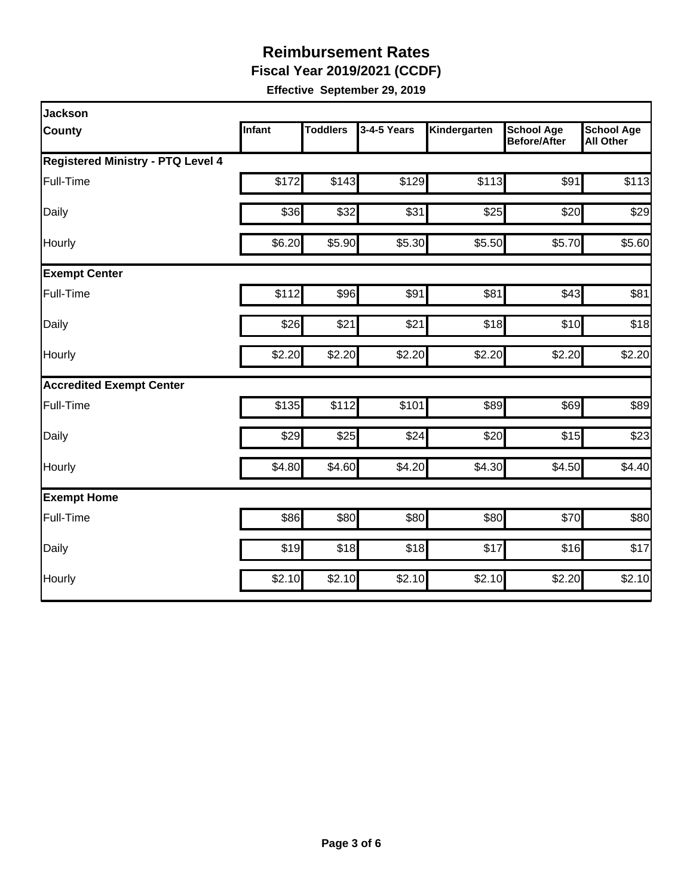# Reimbursement Rates

**Fiscal Year 2019/2021 (CCDF)**

**Effective September 29, 2019**

| Jackson County | Infant | Toddlers | 3-4-5 Years | Kindergarten | School Age Before/After | School Age All Other |
|---|---|---|---|---|---|---|
| **Registered Ministry - PTQ Level 4** | | | | | | |
| Full-Time | $172 | $143 | $129 | $113 | $91 | $113 |
| Daily | $36 | $32 | $31 | $25 | $20 | $29 |
| Hourly | $6.20 | $5.90 | $5.30 | $5.50 | $5.70 | $5.60 |
| **Exempt Center** | | | | | | |
| Full-Time | $112 | $96 | $91 | $81 | $43 | $81 |
| Daily | $26 | $21 | $21 | $18 | $10 | $18 |
| Hourly | $2.20 | $2.20 | $2.20 | $2.20 | $2.20 | $2.20 |
| **Accredited Exempt Center** | | | | | | |
| Full-Time | $135 | $112 | $101 | $89 | $69 | $89 |
| Daily | $29 | $25 | $24 | $20 | $15 | $23 |
| Hourly | $4.80 | $4.60 | $4.20 | $4.30 | $4.50 | $4.40 |
| **Exempt Home** | | | | | | |
| Full-Time | $86 | $80 | $80 | $80 | $70 | $80 |
| Daily | $19 | $18 | $18 | $17 | $16 | $17 |
| Hourly | $2.10 | $2.10 | $2.10 | $2.10 | $2.20 | $2.10 |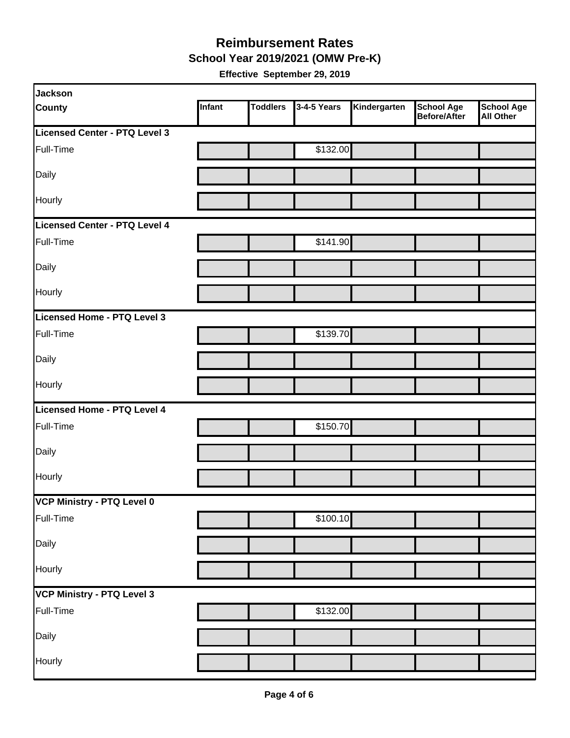# Reimbursement Rates

**School Year 2019/2021 (OMW Pre-K)**

**Effective September 29, 2019**

| Jackson County | Infant | Toddlers | 3-4-5 Years | Kindergarten | School Age Before/After | School Age All Other |
|---|---|---|---|---|---|---|
| **Licensed Center - PTQ Level 3** | | | | | | |
| Full-Time | | | $132.00 | | | |
| Daily | | | | | | |
| Hourly | | | | | | |
| **Licensed Center - PTQ Level 4** | | | | | | |
| Full-Time | | | $141.90 | | | |
| Daily | | | | | | |
| Hourly | | | | | | |
| **Licensed Home - PTQ Level 3** | | | | | | |
| Full-Time | | | $139.70 | | | |
| Daily | | | | | | |
| Hourly | | | | | | |
| **Licensed Home - PTQ Level 4** | | | | | | |
| Full-Time | | | $150.70 | | | |
| Daily | | | | | | |
| Hourly | | | | | | |
| **VCP Ministry - PTQ Level 0** | | | | | | |
| Full-Time | | | $100.10 | | | |
| Daily | | | | | | |
| Hourly | | | | | | |
| **VCP Ministry - PTQ Level 3** | | | | | | |
| Full-Time | | | $132.00 | | | |
| Daily | | | | | | |
| Hourly | | | | | | |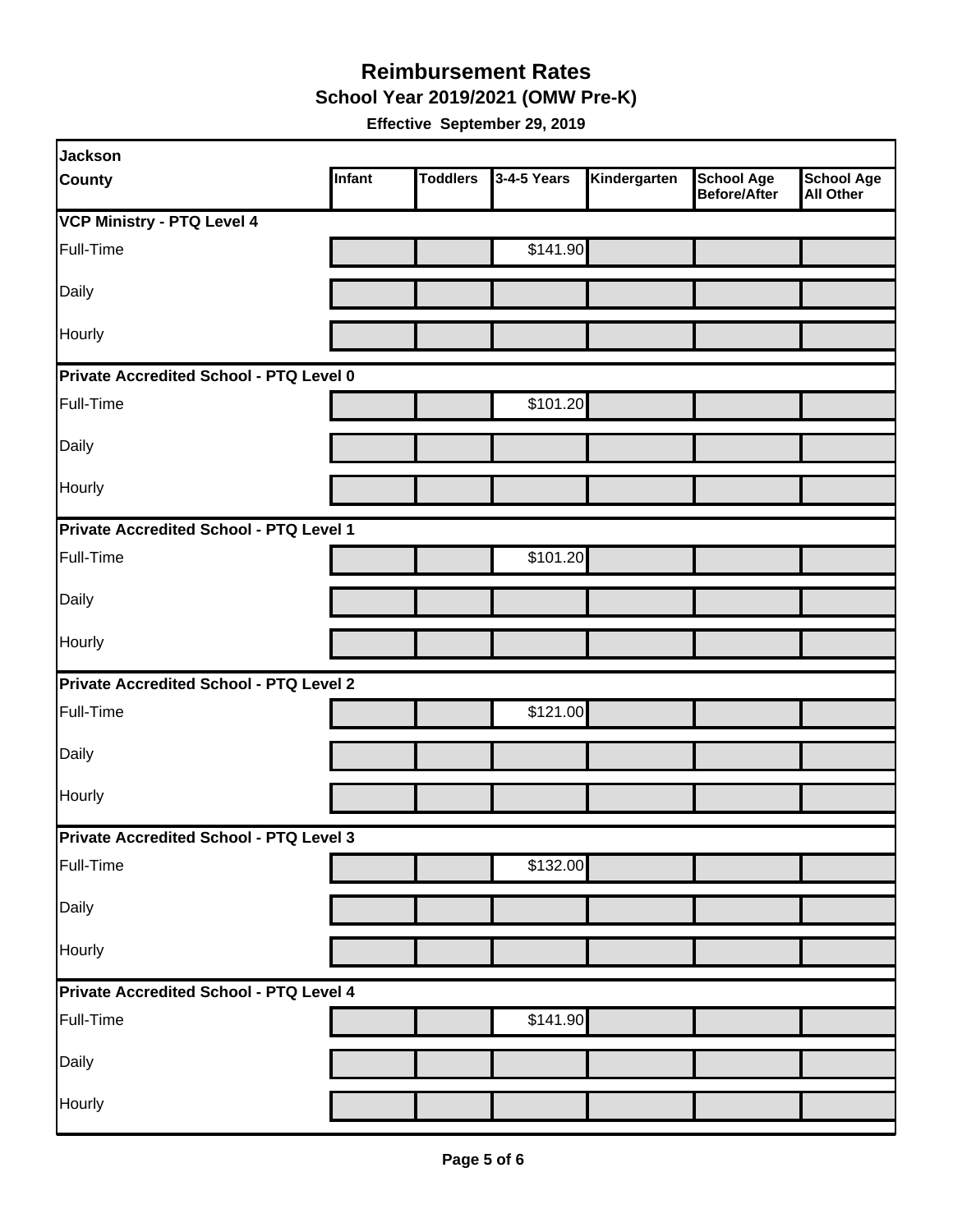# Reimbursement Rates

## School Year 2019/2021 (OMW Pre-K)

**Effective September 29, 2019**

| Jackson County | Infant | Toddlers | 3-4-5 Years | Kindergarten | School Age Before/After | School Age All Other |
|---|---|---|---|---|---|---|
| **VCP Ministry - PTQ Level 4** | | | | | | |
| Full-Time | | | $141.90 | | | |
| Daily | | | | | | |
| Hourly | | | | | | |
| **Private Accredited School - PTQ Level 0** | | | | | | |
| Full-Time | | | $101.20 | | | |
| Daily | | | | | | |
| Hourly | | | | | | |
| **Private Accredited School - PTQ Level 1** | | | | | | |
| Full-Time | | | $101.20 | | | |
| Daily | | | | | | |
| Hourly | | | | | | |
| **Private Accredited School - PTQ Level 2** | | | | | | |
| Full-Time | | | $121.00 | | | |
| Daily | | | | | | |
| Hourly | | | | | | |
| **Private Accredited School - PTQ Level 3** | | | | | | |
| Full-Time | | | $132.00 | | | |
| Daily | | | | | | |
| Hourly | | | | | | |
| **Private Accredited School - PTQ Level 4** | | | | | | |
| Full-Time | | | $141.90 | | | |
| Daily | | | | | | |
| Hourly | | | | | | |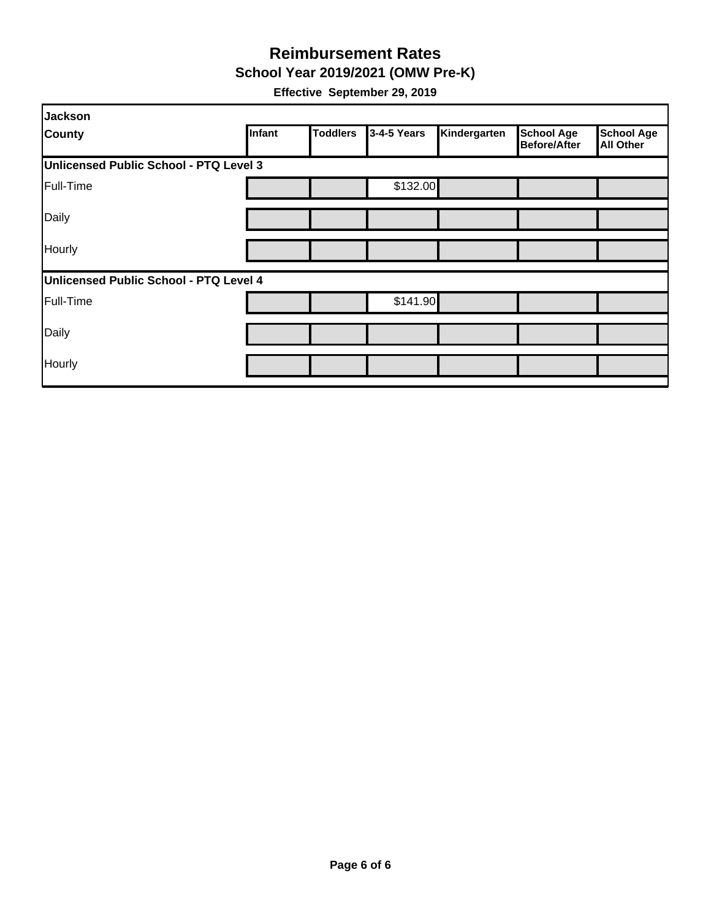# Reimbursement Rates

## School Year 2019/2021 (OMW Pre-K)

**Effective September 29, 2019**

| Jackson County | Infant | Toddlers | 3-4-5 Years | Kindergarten | School Age Before/After | School Age All Other |
|---|---|---|---|---|---|---|
| **Unlicensed Public School - PTQ Level 3** | | | | | | |
| Full-Time | | | $132.00 | | | |
| Daily | | | | | | |
| Hourly | | | | | | |
| **Unlicensed Public School - PTQ Level 4** | | | | | | |
| Full-Time | | | $141.90 | | | |
| Daily | | | | | | |
| Hourly | | | | | | |